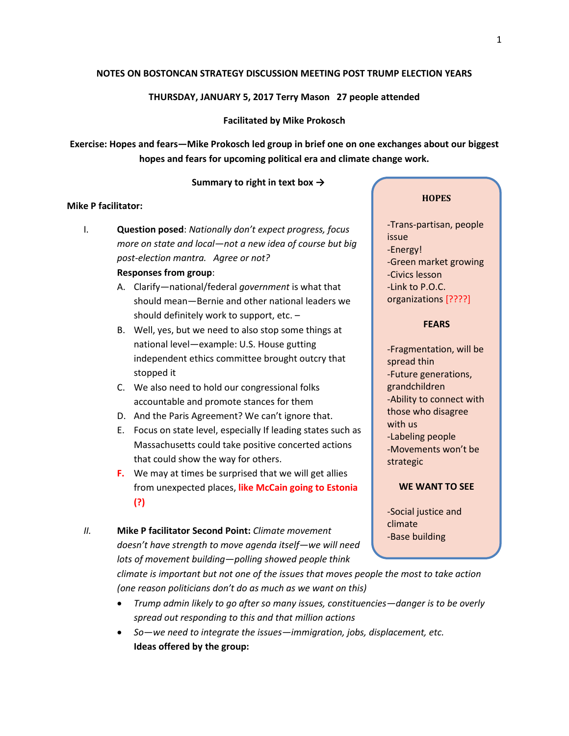**NOTES ON BOSTONCAN STRATEGY DISCUSSION MEETING POST TRUMP ELECTION YEARS**

**THURSDAY, JANUARY 5, 2017 Terry Mason 27 people attended**

**Facilitated by Mike Prokosch**

**Exercise: Hopes and fears—Mike Prokosch led group in brief one on one exchanges about our biggest hopes and fears for upcoming political era and climate change work.**

**Summary to right in text box →**

**HOPES**

- -Trans-partisan, people issue
- -Energy!
- -Green market growing
- -Civics lesson
- -Link to P.O.C. organizations [????]

**FEARS**

- -Fragmentation, will be spread thin
- -Future generations, grandchildren
- -Ability to connect with those who disagree with us
- -Labeling people
- -Movements won't be strategic

**WE WANT TO SEE**

- -Social justice and climate
- -Base building

**Mike P facilitator:**

I. **Question posed**: *Nationally don't expect progress, focus more on state and local—not a new idea of course but big post-election mantra. Agree or not?*

**Responses from group**:

A. Clarify—national/federal *government* is what that should mean—Bernie and other national leaders we should definitely work to support, etc. –
B. Well, yes, but we need to also stop some things at national level—example: U.S. House gutting independent ethics committee brought outcry that stopped it
C. We also need to hold our congressional folks accountable and promote stances for them
D. And the Paris Agreement? We can't ignore that.
E. Focus on state level, especially If leading states such as Massachusetts could take positive concerted actions that could show the way for others.
F. We may at times be surprised that we will get allies from unexpected places, **like McCain going to Estonia (?)**

*II.* **Mike P facilitator Second Point:** *Climate movement doesn't have strength to move agenda itself—we will need lots of movement building—polling showed people think climate is important but not one of the issues that moves people the most to take action (one reason politicians don't do as much as we want on this)*

- *Trump admin likely to go after so many issues, constituencies—danger is to be overly spread out responding to this and that million actions*
- *So—we need to integrate the issues—immigration, jobs, displacement, etc.*

**Ideas offered by the group:**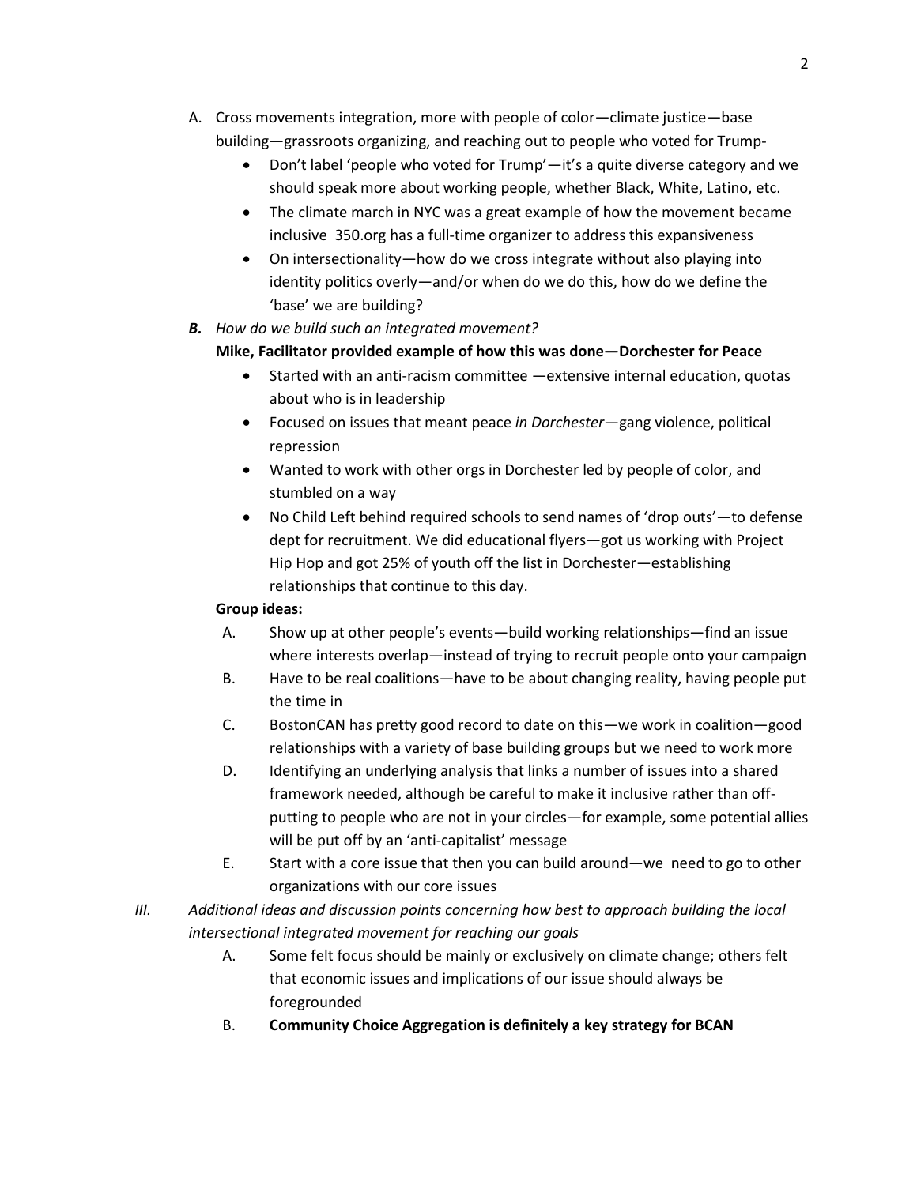A. Cross movements integration, more with people of color—climate justice—base building—grassroots organizing, and reaching out to people who voted for Trump-
   - Don't label 'people who voted for Trump'—it's a quite diverse category and we should speak more about working people, whether Black, White, Latino, etc.
   - The climate march in NYC was a great example of how the movement became inclusive 350.org has a full-time organizer to address this expansiveness
   - On intersectionality—how do we cross integrate without also playing into identity politics overly—and/or when do we do this, how do we define the 'base' we are building?

***B.*** *How do we build such an integrated movement?*

**Mike, Facilitator provided example of how this was done—Dorchester for Peace**

- Started with an anti-racism committee —extensive internal education, quotas about who is in leadership
- Focused on issues that meant peace *in Dorchester*—gang violence, political repression
- Wanted to work with other orgs in Dorchester led by people of color, and stumbled on a way
- No Child Left behind required schools to send names of 'drop outs'—to defense dept for recruitment. We did educational flyers—got us working with Project Hip Hop and got 25% of youth off the list in Dorchester—establishing relationships that continue to this day.

**Group ideas:**

A. Show up at other people's events—build working relationships—find an issue where interests overlap—instead of trying to recruit people onto your campaign

B. Have to be real coalitions—have to be about changing reality, having people put the time in

C. BostonCAN has pretty good record to date on this—we work in coalition—good relationships with a variety of base building groups but we need to work more

D. Identifying an underlying analysis that links a number of issues into a shared framework needed, although be careful to make it inclusive rather than off-putting to people who are not in your circles—for example, some potential allies will be put off by an 'anti-capitalist' message

E. Start with a core issue that then you can build around—we need to go to other organizations with our core issues

*III. Additional ideas and discussion points concerning how best to approach building the local intersectional integrated movement for reaching our goals*

A. Some felt focus should be mainly or exclusively on climate change; others felt that economic issues and implications of our issue should always be foregrounded

B. **Community Choice Aggregation is definitely a key strategy for BCAN**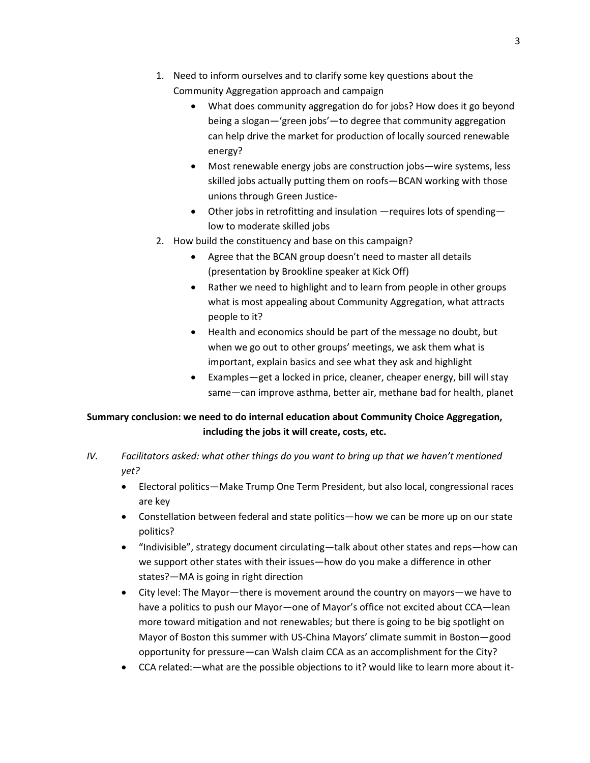1. Need to inform ourselves and to clarify some key questions about the Community Aggregation approach and campaign
    - What does community aggregation do for jobs? How does it go beyond being a slogan—'green jobs'—to degree that community aggregation can help drive the market for production of locally sourced renewable energy?
    - Most renewable energy jobs are construction jobs—wire systems, less skilled jobs actually putting them on roofs—BCAN working with those unions through Green Justice-
    - Other jobs in retrofitting and insulation —requires lots of spending—low to moderate skilled jobs
2. How build the constituency and base on this campaign?
    - Agree that the BCAN group doesn't need to master all details (presentation by Brookline speaker at Kick Off)
    - Rather we need to highlight and to learn from people in other groups what is most appealing about Community Aggregation, what attracts people to it?
    - Health and economics should be part of the message no doubt, but when we go out to other groups' meetings, we ask them what is important, explain basics and see what they ask and highlight
    - Examples—get a locked in price, cleaner, cheaper energy, bill will stay same—can improve asthma, better air, methane bad for health, planet

**Summary conclusion: we need to do internal education about Community Choice Aggregation, including the jobs it will create, costs, etc.**

IV. *Facilitators asked: what other things do you want to bring up that we haven't mentioned yet?*

- Electoral politics—Make Trump One Term President, but also local, congressional races are key
- Constellation between federal and state politics—how we can be more up on our state politics?
- "Indivisible", strategy document circulating—talk about other states and reps—how can we support other states with their issues—how do you make a difference in other states?—MA is going in right direction
- City level: The Mayor—there is movement around the country on mayors—we have to have a politics to push our Mayor—one of Mayor's office not excited about CCA—lean more toward mitigation and not renewables; but there is going to be big spotlight on Mayor of Boston this summer with US-China Mayors' climate summit in Boston—good opportunity for pressure—can Walsh claim CCA as an accomplishment for the City?
- CCA related:—what are the possible objections to it? would like to learn more about it-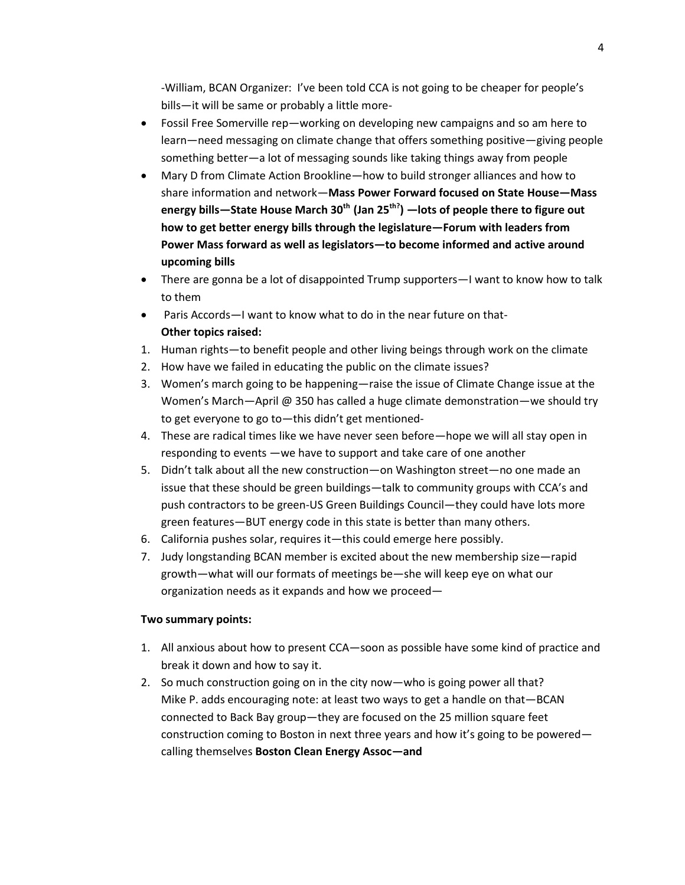-William, BCAN Organizer: I've been told CCA is not going to be cheaper for people's bills—it will be same or probably a little more-

- Fossil Free Somerville rep—working on developing new campaigns and so am here to learn—need messaging on climate change that offers something positive—giving people something better—a lot of messaging sounds like taking things away from people
- Mary D from Climate Action Brookline—how to build stronger alliances and how to share information and network—**Mass Power Forward focused on State House—Mass energy bills—State House March 30th (Jan 25th?) —lots of people there to figure out how to get better energy bills through the legislature—Forum with leaders from Power Mass forward as well as legislators—to become informed and active around upcoming bills**
- There are gonna be a lot of disappointed Trump supporters—I want to know how to talk to them
- Paris Accords—I want to know what to do in the near future on that-

**Other topics raised:**

1. Human rights—to benefit people and other living beings through work on the climate
2. How have we failed in educating the public on the climate issues?
3. Women's march going to be happening—raise the issue of Climate Change issue at the Women's March—April @ 350 has called a huge climate demonstration—we should try to get everyone to go to—this didn't get mentioned-
4. These are radical times like we have never seen before—hope we will all stay open in responding to events —we have to support and take care of one another
5. Didn't talk about all the new construction—on Washington street—no one made an issue that these should be green buildings—talk to community groups with CCA's and push contractors to be green-US Green Buildings Council—they could have lots more green features—BUT energy code in this state is better than many others.
6. California pushes solar, requires it—this could emerge here possibly.
7. Judy longstanding BCAN member is excited about the new membership size—rapid growth—what will our formats of meetings be—she will keep eye on what our organization needs as it expands and how we proceed—

**Two summary points:**

1. All anxious about how to present CCA—soon as possible have some kind of practice and break it down and how to say it.
2. So much construction going on in the city now—who is going power all that? Mike P. adds encouraging note: at least two ways to get a handle on that—BCAN connected to Back Bay group—they are focused on the 25 million square feet construction coming to Boston in next three years and how it's going to be powered—calling themselves **Boston Clean Energy Assoc—and**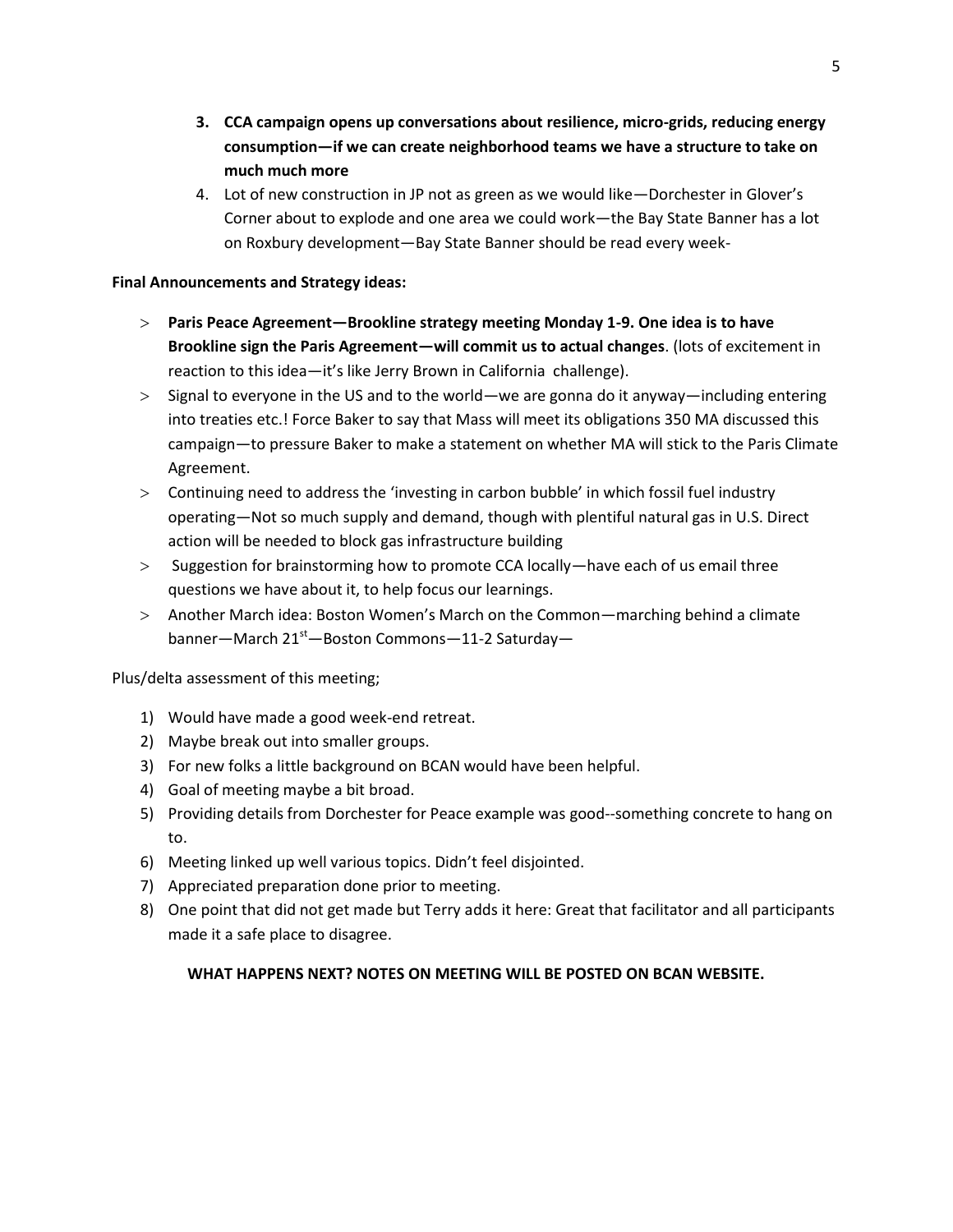3. **CCA campaign opens up conversations about resilience, micro-grids, reducing energy consumption—if we can create neighborhood teams we have a structure to take on much much more**
4. Lot of new construction in JP not as green as we would like—Dorchester in Glover's Corner about to explode and one area we could work—the Bay State Banner has a lot on Roxbury development—Bay State Banner should be read every week-

**Final Announcements and Strategy ideas:**

- **Paris Peace Agreement—Brookline strategy meeting Monday 1-9. One idea is to have Brookline sign the Paris Agreement—will commit us to actual changes**. (lots of excitement in reaction to this idea—it's like Jerry Brown in California challenge).
- Signal to everyone in the US and to the world—we are gonna do it anyway—including entering into treaties etc.! Force Baker to say that Mass will meet its obligations 350 MA discussed this campaign—to pressure Baker to make a statement on whether MA will stick to the Paris Climate Agreement.
- Continuing need to address the 'investing in carbon bubble' in which fossil fuel industry operating—Not so much supply and demand, though with plentiful natural gas in U.S. Direct action will be needed to block gas infrastructure building
- Suggestion for brainstorming how to promote CCA locally—have each of us email three questions we have about it, to help focus our learnings.
- Another March idea: Boston Women's March on the Common—marching behind a climate banner—March 21st—Boston Commons—11-2 Saturday—

Plus/delta assessment of this meeting;

1) Would have made a good week-end retreat.
2) Maybe break out into smaller groups.
3) For new folks a little background on BCAN would have been helpful.
4) Goal of meeting maybe a bit broad.
5) Providing details from Dorchester for Peace example was good--something concrete to hang on to.
6) Meeting linked up well various topics. Didn't feel disjointed.
7) Appreciated preparation done prior to meeting.
8) One point that did not get made but Terry adds it here: Great that facilitator and all participants made it a safe place to disagree.

**WHAT HAPPENS NEXT? NOTES ON MEETING WILL BE POSTED ON BCAN WEBSITE.**